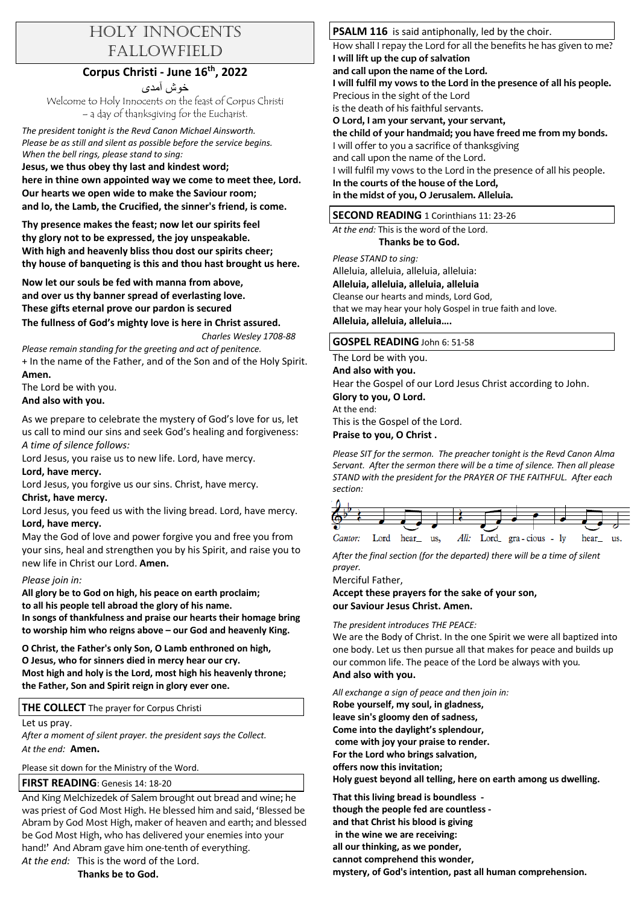# HOLY INNOCENTS FALLOWFIELD

## Corpus Christi - June 16th, 2022

خوش آمدی

Welcome to Holy Innocents on the feast of Corpus Christi – a day of thanksgiving for the Eucharist.

*The president tonight is the Revd Canon Michael Ainsworth.*
*Please be as still and silent as possible before the service begins.*
*When the bell rings, please stand to sing:*

**Jesus, we thus obey thy last and kindest word;**
**here in thine own appointed way we come to meet thee, Lord.**
**Our hearts we open wide to make the Saviour room;**
**and lo, the Lamb, the Crucified, the sinner's friend, is come.**

**Thy presence makes the feast; now let our spirits feel**
**thy glory not to be expressed, the joy unspeakable.**
**With high and heavenly bliss thou dost our spirits cheer;**
**thy house of banqueting is this and thou hast brought us here.**

**Now let our souls be fed with manna from above,**
**and over us thy banner spread of everlasting love.**
**These gifts eternal prove our pardon is secured**
**The fullness of God's mighty love is here in Christ assured.**

*Charles Wesley 1708-88*

*Please remain standing for the greeting and act of penitence.*

+ In the name of the Father, and of the Son and of the Holy Spirit.
**Amen.**
The Lord be with you.
**And also with you.**

As we prepare to celebrate the mystery of God's love for us, let us call to mind our sins and seek God's healing and forgiveness:
*A time of silence follows:*

Lord Jesus, you raise us to new life. Lord, have mercy.
**Lord, have mercy.**
Lord Jesus, you forgive us our sins. Christ, have mercy.
**Christ, have mercy.**
Lord Jesus, you feed us with the living bread. Lord, have mercy.
**Lord, have mercy.**
May the God of love and power forgive you and free you from your sins, heal and strengthen you by his Spirit, and raise you to new life in Christ our Lord. **Amen.**

*Please join in:*

**All glory be to God on high, his peace on earth proclaim;**
**to all his people tell abroad the glory of his name.**
**In songs of thankfulness and praise our hearts their homage bring**
**to worship him who reigns above – our God and heavenly King.**

**O Christ, the Father's only Son, O Lamb enthroned on high,**
**O Jesus, who for sinners died in mercy hear our cry.**
**Most high and holy is the Lord, most high his heavenly throne;**
**the Father, Son and Spirit reign in glory ever one.**

### THE COLLECT The prayer for Corpus Christi

Let us pray.
*After a moment of silent prayer. the president says the Collect.*
*At the end:* **Amen.**

Please sit down for the Ministry of the Word.

### FIRST READING: Genesis 14: 18-20

And King Melchizedek of Salem brought out bread and wine; he was priest of God Most High. He blessed him and said, 'Blessed be Abram by God Most High, maker of heaven and earth; and blessed be God Most High, who has delivered your enemies into your hand!' And Abram gave him one-tenth of everything.
*At the end:* This is the word of the Lord.
**Thanks be to God.**

### PSALM 116 is said antiphonally, led by the choir.

How shall I repay the Lord for all the benefits he has given to me?
**I will lift up the cup of salvation**
**and call upon the name of the Lord.**
**I will fulfil my vows to the Lord in the presence of all his people.**
Precious in the sight of the Lord
is the death of his faithful servants.
**O Lord, I am your servant, your servant,**
**the child of your handmaid; you have freed me from my bonds.**
I will offer to you a sacrifice of thanksgiving
and call upon the name of the Lord.
I will fulfil my vows to the Lord in the presence of all his people.
**In the courts of the house of the Lord,**
**in the midst of you, O Jerusalem. Alleluia.**

### SECOND READING 1 Corinthians 11: 23-26

*At the end:* This is the word of the Lord.
**Thanks be to God.**

*Please STAND to sing:*
Alleluia, alleluia, alleluia, alleluia:
**Alleluia, alleluia, alleluia, alleluia**
Cleanse our hearts and minds, Lord God,
that we may hear your holy Gospel in true faith and love.
**Alleluia, alleluia, alleluia….**

### GOSPEL READING John 6: 51-58

The Lord be with you.
**And also with you.**
Hear the Gospel of our Lord Jesus Christ according to John.
**Glory to you, O Lord.**
At the end:
This is the Gospel of the Lord.
**Praise to you, O Christ .**

*Please SIT for the sermon. The preacher tonight is the Revd Canon Alma Servant. After the sermon there will be a time of silence. Then all please STAND with the president for the PRAYER OF THE FAITHFUL. After each section:*

Cantor: Lord hear us, All: Lord graciously hear us.

*After the final section (for the departed) there will be a time of silent prayer.*

Merciful Father,
**Accept these prayers for the sake of your son,**
**our Saviour Jesus Christ. Amen.**

*The president introduces THE PEACE:*
We are the Body of Christ. In the one Spirit we were all baptized into one body. Let us then pursue all that makes for peace and builds up our common life. The peace of the Lord be always with you.
**And also with you.**

*All exchange a sign of peace and then join in:*

**Robe yourself, my soul, in gladness,**
**leave sin's gloomy den of sadness,**
**Come into the daylight's splendour,**
**come with joy your praise to render.**
**For the Lord who brings salvation,**
**offers now this invitation;**
**Holy guest beyond all telling, here on earth among us dwelling.**

**That this living bread is boundless -**
**though the people fed are countless -**
**and that Christ his blood is giving**
**in the wine we are receiving:**
**all our thinking, as we ponder,**
**cannot comprehend this wonder,**
**mystery, of God's intention, past all human comprehension.**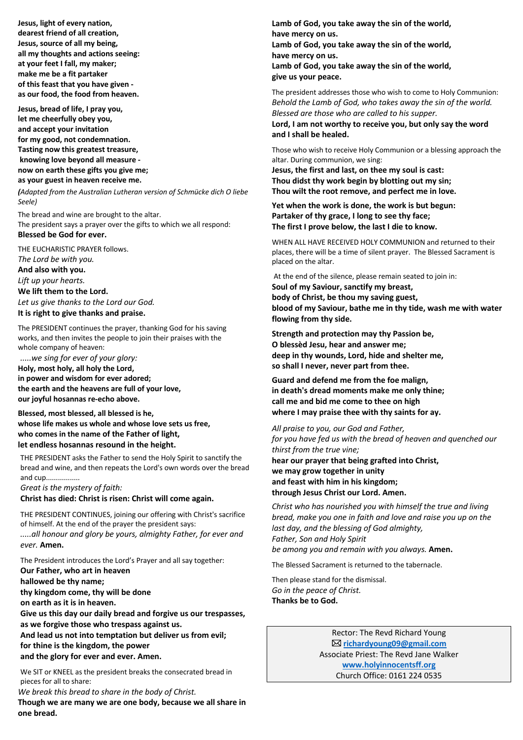**Jesus, light of every nation,**
**dearest friend of all creation,**
**Jesus, source of all my being,**
**all my thoughts and actions seeing:**
**at your feet I fall, my maker;**
**make me be a fit partaker**
**of this feast that you have given -**
**as our food, the food from heaven.**

**Jesus, bread of life, I pray you,**
**let me cheerfully obey you,**
**and accept your invitation**
**for my good, not condemnation.**
**Tasting now this greatest treasure,**
**knowing love beyond all measure -**
**now on earth these gifts you give me;**
**as your guest in heaven receive me.**

*(Adapted from the Australian Lutheran version of Schmücke dich O liebe Seele)*

The bread and wine are brought to the altar.
The president says a prayer over the gifts to which we all respond:
**Blessed be God for ever.**

THE EUCHARISTIC PRAYER follows.
*The Lord be with you.*
**And also with you.**
*Lift up your hearts.*
**We lift them to the Lord.**
*Let us give thanks to the Lord our God.*
**It is right to give thanks and praise.**

The PRESIDENT continues the prayer, thanking God for his saving works, and then invites the people to join their praises with the whole company of heaven:
*.....we sing for ever of your glory:*
**Holy, most holy, all holy the Lord,**
**in power and wisdom for ever adored;**
**the earth and the heavens are full of your love,**
**our joyful hosannas re-echo above.**

**Blessed, most blessed, all blessed is he,**
**whose life makes us whole and whose love sets us free,**
**who comes in the name of the Father of light,**
**let endless hosannas resound in the height.**

THE PRESIDENT asks the Father to send the Holy Spirit to sanctify the bread and wine, and then repeats the Lord's own words over the bread and cup................
*Great is the mystery of faith:*
**Christ has died: Christ is risen: Christ will come again.**

THE PRESIDENT CONTINUES, joining our offering with Christ's sacrifice of himself. At the end of the prayer the president says:
*.....all honour and glory be yours, almighty Father, for ever and ever.* **Amen.**

The President introduces the Lord's Prayer and all say together:
**Our Father, who art in heaven**
**hallowed be thy name;**
**thy kingdom come, thy will be done**
**on earth as it is in heaven.**
**Give us this day our daily bread and forgive us our trespasses,**
**as we forgive those who trespass against us.**
**And lead us not into temptation but deliver us from evil;**
**for thine is the kingdom, the power**
**and the glory for ever and ever. Amen.**

We SIT or KNEEL as the president breaks the consecrated bread in pieces for all to share:
*We break this bread to share in the body of Christ.*
**Though we are many we are one body, because we all share in one bread.**

**Lamb of God, you take away the sin of the world,**
**have mercy on us.**
**Lamb of God, you take away the sin of the world,**
**have mercy on us.**
**Lamb of God, you take away the sin of the world,**
**give us your peace.**

The president addresses those who wish to come to Holy Communion:
*Behold the Lamb of God, who takes away the sin of the world.*
*Blessed are those who are called to his supper.*
**Lord, I am not worthy to receive you, but only say the word and I shall be healed.**

Those who wish to receive Holy Communion or a blessing approach the altar. During communion, we sing:
**Jesus, the first and last, on thee my soul is cast:**
**Thou didst thy work begin by blotting out my sin;**
**Thou wilt the root remove, and perfect me in love.**

**Yet when the work is done, the work is but begun:**
**Partaker of thy grace, I long to see thy face;**
**The first I prove below, the last I die to know.**

WHEN ALL HAVE RECEIVED HOLY COMMUNION and returned to their places, there will be a time of silent prayer. The Blessed Sacrament is placed on the altar.

At the end of the silence, please remain seated to join in:
**Soul of my Saviour, sanctify my breast,**
**body of Christ, be thou my saving guest,**
**blood of my Saviour, bathe me in thy tide, wash me with water flowing from thy side.**

**Strength and protection may thy Passion be,**
**O blessèd Jesu, hear and answer me;**
**deep in thy wounds, Lord, hide and shelter me,**
**so shall I never, never part from thee.**

**Guard and defend me from the foe malign,**
**in death's dread moments make me only thine;**
**call me and bid me come to thee on high**
**where I may praise thee with thy saints for ay.**

*All praise to you, our God and Father,*
*for you have fed us with the bread of heaven and quenched our thirst from the true vine;*
**hear our prayer that being grafted into Christ,**
**we may grow together in unity**
**and feast with him in his kingdom;**
**through Jesus Christ our Lord. Amen.**

*Christ who has nourished you with himself the true and living bread, make you one in faith and love and raise you up on the last day, and the blessing of God almighty,*
*Father, Son and Holy Spirit*
*be among you and remain with you always.* **Amen.**

The Blessed Sacrament is returned to the tabernacle.

Then please stand for the dismissal.
*Go in the peace of Christ.*
**Thanks be to God.**

Rector: The Revd Richard Young
✉ **richardyoung09@gmail.com**
Associate Priest: The Revd Jane Walker
**www.holyinnocentsff.org**
Church Office: 0161 224 0535